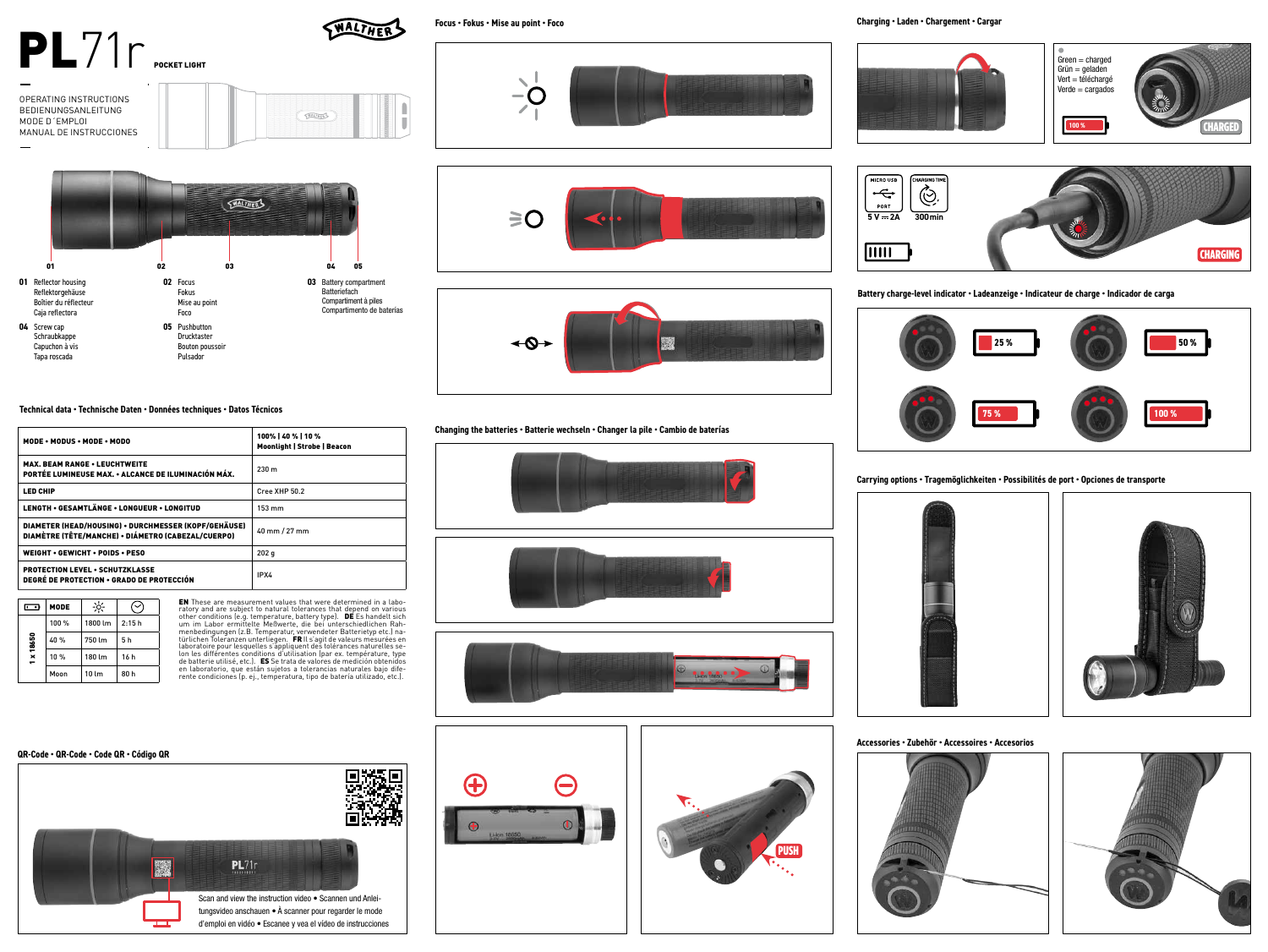# PL71r

POCKET LIGHT

WALTHER

OPERATING INSTRUCTIONS
BEDIENUNGSANLEITUNG
MODE D´EMPLOI
MANUAL DE INSTRUCCIONES

01 02 03 04 05

**01** Reflector housing
Reflektorgehäuse
Boîtier du réflecteur
Caja reflectora

**02** Focus
Fokus
Mise au point
Foco

**03** Battery compartment
Batteriefach
Compartiment à piles
Compartimento de baterias

**04** Screw cap
Schraubkappe
Capuchon à vis
Tapa roscada

**05** Pushbutton
Drucktaster
Bouton poussoir
Pulsador

## Technical data • Technische Daten • Données techniques • Datos Técnicos

| | |
|---|---|
| **MODE • MODUS • MODE • MODO** | **100% \| 40 % \| 10 %** **Moonlight \| Strobe \| Beacon** |
| **MAX. BEAM RANGE • LEUCHTWEITE** **PORTÉE LUMINEUSE MAX. • ALCANCE DE ILUMINACIÓN MÁX.** | 230 m |
| **LED CHIP** | Cree XHP 50.2 |
| **LENGTH • GESAMTLÄNGE • LONGUEUR • LONGITUD** | 153 mm |
| **DIAMETER (HEAD/HOUSING) • DURCHMESSER (KOPF/GEHÄUSE)** **DIAMÈTRE (TÊTE/MANCHE) • DIÁMETRO (CABEZAL/CUERPO)** | 40 mm / 27 mm |
| **WEIGHT • GEWICHT • POIDS • PESO** | 202 g |
| **PROTECTION LEVEL • SCHUTZKLASSE** **DEGRÉ DE PROTECTION • GRADO DE PROTECCIÓN** | IPX4 |

| | MODE | | |
|---|---|---|---|
| 1 x 18650 | 100 % | 1800 lm | 2:15 h |
| | 40 % | 750 lm | 5 h |
| | 10 % | 180 lm | 16 h |
| | Moon | 10 lm | 80 h |

**EN** These are measurement values that were determined in a laboratory and are subject to natural tolerances that depend on various other conditions (e.g. temperature, battery type). **DE** Es handelt sich um im Labor ermittelte Meßwerte, die bei unterschiedlichen Rahmenbedingungen (z.B. Temperatur, verwendeter Batterietyp etc.) natürlichen Toleranzen unterliegen. **FR** Il s'agit de valeurs mesurées en laboratoire pour lesquelles s'appliquent des tolérances naturelles selon les différentes conditions d'utilisation (par ex. température, type de batterie utilisé, etc.). **ES** Se trata de valores de medición obtenidos en laboratorio, que están sujetos a tolerancias naturales bajo diferente condiciones (p. ej., temperatura, tipo de batería utilizado, etc.).

## QR-Code • QR-Code • Code QR • Código QR

Scan and view the instruction video • Scannen und Anleitungsvideo anschauen • À scanner pour regarder le mode d'emploi en vidéo • Escanee y vea el vídeo de instrucciones

## Focus • Fokus • Mise au point • Foco

## Changing the batteries • Batterie wechseln • Changer la pile • Cambio de baterías

PUSH

## Charging • Laden • Chargement • Cargar

Green = charged
Grün = geladen
Vert = téléchargé
Verde = cargados

100 %

CHARGED

MICRO USB PORT 5 V ⎓ 2A

CHARGING TIME 300 min

CHARGING

## Battery charge-level indicator • Ladeanzeige • Indicateur de charge • Indicador de carga

25 % | 50 % | 75 % | 100 %

## Carrying options • Tragemöglichkeiten • Possibilités de port • Opciones de transporte

## Accessories • Zubehör • Accessoires • Accesorios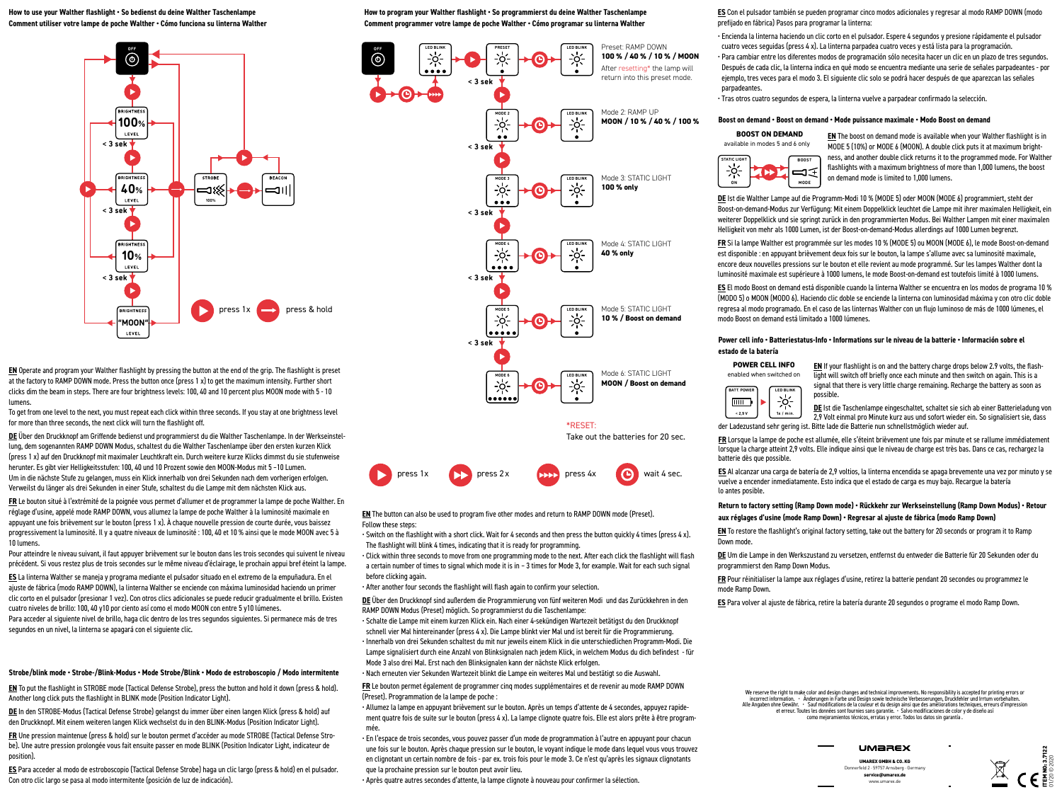**How to use your Walther flashlight • So bedienst du deine Walther Taschenlampe**
**Comment utiliser votre lampe de poche Walther • Cómo funciona su linterna Walther**

OFF
BRIGHTNESS 100% LEVEL
< 3 sek
BRIGHTNESS 40% LEVEL
< 3 sek
BRIGHTNESS 10% LEVEL
< 3 sek
BRIGHTNESS "MOON" LEVEL
STROBE 100%
BEACON
press 1x
press & hold

**EN** Operate and program your Walther flashlight by pressing the button at the end of the grip. The flashlight is preset at the factory to RAMP DOWN mode. Press the button once (press 1 x) to get the maximum intensity. Further short clicks dim the beam in steps. There are four brightness levels: 100, 40 and 10 percent plus MOON mode with 5 - 10 lumens.
To get from one level to the next, you must repeat each click within three seconds. If you stay at one brightness level for more than three seconds, the next click will turn the flashlight off.

**DE** Über den Druckknopf am Griffende bedienst und programmierst du die Walther Taschenlampe. In der Werkseinstellung, dem sogenannten RAMP DOWN Modus, schaltest du die Walther Taschenlampe über den ersten kurzen Klick (press 1 x) auf den Druckknopf mit maximaler Leuchtkraft ein. Durch weitere kurze Klicks dimmst du sie stufenweise herunter. Es gibt vier Helligkeitsstufen: 100, 40 und 10 Prozent sowie den MOON-Modus mit 5 –10 Lumen.
Um in die nächste Stufe zu gelangen, muss ein Klick innerhalb von drei Sekunden nach dem vorherigen erfolgen. Verweilst du länger als drei Sekunden in einer Stufe, schaltest du die Lampe mit dem nächsten Klick aus.

**FR** Le bouton situé à l'extrémité de la poignée vous permet d'allumer et de programmer la lampe de poche Walther. En réglage d'usine, appelé mode RAMP DOWN, vous allumez la lampe de poche Walther à la luminosité maximale en appuyant une fois brièvement sur le bouton (press 1 x). À chaque nouvelle pression de courte durée, vous baissez progressivement la luminosité. Il y a quatre niveaux de luminosité : 100, 40 et 10 % ainsi que le mode MOON avec 5 à 10 lumens.
Pour atteindre le niveau suivant, il faut appuyer brièvement sur le bouton dans les trois secondes qui suivent le niveau précédent. Si vous restez plus de trois secondes sur le même niveau d'éclairage, le prochain appui bref éteint la lampe.

**ES** La linterna Walther se maneja y programa mediante el pulsador situado en el extremo de la empuñadura. En el ajuste de fábrica (modo RAMP DOWN), la linterna Walther se enciende con máxima luminosidad haciendo un primer clic corto en el pulsador (presionar 1 vez). Con otros clics adicionales se puede reducir gradualmente el brillo. Existen cuatro niveles de brillo: 100, 40 y10 por ciento así como el modo MOON entre 5 y10 lúmenes.
Para acceder al siguiente nivel de brillo, haga un clic dentro de los tres segundos siguientes. Si permanece más de tres segundos en un nivel, la linterna se apagará con el siguiente clic.

**Strobe/blink mode • Strobe-/Blink-Modus • Mode Strobe/Blink • Modo de estroboscopio / Modo intermitente**

**EN** To put the flashlight in STROBE mode (Tactical Defense Strobe), press the button and hold it down (press & hold). Another long click puts the flashlight in BLINK mode (Position Indicator Light).

**DE** In den STROBE-Modus (Tactical Defense Strobe) gelangst du immer über einen langen Klick (press & hold) auf den Druckknopf. Mit einem weiteren langen Klick wechselst du in den BLINK-Modus (Position Indicator Light).

**FR** Une pression maintenue (press & hold) sur le bouton permet d'accéder au mode STROBE (Tactical Defense Strobe). Une autre pression prolongée vous fait ensuite passer en mode BLINK (Position Indicator Light, indicateur de position).

**ES** Para acceder al modo de estroboscopio (Tactical Defense Strobe) haga un clic largo (press & hold) en el pulsador. Con otro clic largo se pasa al modo intermitente (posición de luz de indicación).

**How to program your Walther flashlight • So programmierst du deine Walther Taschenlampe**
**Comment programmer votre lampe de poche Walther • Cómo programar su linterna Walther**

OFF
LED BLINK
PRESET
LED BLINK
< 3 sek
Preset: RAMP DOWN
**100 % / 40 % / 10 % / MOON**
After resetting* the lamp will return into this preset mode.

MODE 2 — LED BLINK
< 3 sek
Mode 2: RAMP UP
**MOON / 10 % / 40 % / 100 %**

MODE 3 — LED BLINK
< 3 sek
Mode 3: STATIC LIGHT
**100 % only**

MODE 4 — LED BLINK
< 3 sek
Mode 4: STATIC LIGHT
**40 % only**

MODE 5 — LED BLINK
< 3 sek
Mode 5: STATIC LIGHT
**10 % / Boost on demand**

MODE 6 — LED BLINK
Mode 6: STATIC LIGHT
**MOON / Boost on demand**

*RESET:
Take out the batteries for 20 sec.

press 1x — press 2 x — press 4x — wait 4 sec.

**EN** The button can also be used to program five other modes and return to RAMP DOWN mode (Preset).
Follow these steps:
- Switch on the flashlight with a short click. Wait for 4 seconds and then press the button quickly 4 times (press 4 x). The flashlight will blink 4 times, indicating that it is ready for programming.
- Click within three seconds to move from one programming mode to the next. After each click the flashlight will flash a certain number of times to signal which mode it is in – 3 times for Mode 3, for example. Wait for each such signal before clicking again.
- After another four seconds the flashlight will flash again to confirm your selection.

**DE** Über den Druckknopf sind außerdem die Programmierung von fünf weiteren Modi und das Zurückkehren in den RAMP DOWN Modus (Preset) möglich. So programmierst du die Taschenlampe:
- Schalte die Lampe mit einem kurzen Klick ein. Nach einer 4-sekündigen Wartezeit betätigst du den Druckknopf schnell vier Mal hintereinander (press 4 x). Die Lampe blinkt vier Mal und ist bereit für die Programmierung.
- Innerhalb von drei Sekunden schaltest du mit nur jeweils einem Klick in die unterschiedlichen Programm-Modi. Die Lampe signalisiert durch eine Anzahl von Blinksignalen nach jedem Klick, in welchem Modus du dich befindest - für Mode 3 also drei Mal. Erst nach den Blinksignalen kann der nächste Klick erfolgen.
- Nach erneuten vier Sekunden Wartezeit blinkt die Lampe ein weiteres Mal und bestätigt so die Auswahl.

**FR** Le bouton permet également de programmer cinq modes supplémentaires et de revenir au mode RAMP DOWN (Preset). Programmation de la lampe de poche :
- Allumez la lampe en appuyant brièvement sur le bouton. Après un temps d'attente de 4 secondes, appuyez rapidement quatre fois de suite sur le bouton (press 4 x). La lampe clignote quatre fois. Elle est alors prête à être programmée.
- En l'espace de trois secondes, vous pouvez passer d'un mode de programmation à l'autre en appuyant pour chacun une fois sur le bouton. Après chaque pression sur le bouton, le voyant indique le mode dans lequel vous vous trouvez en clignotant un certain nombre de fois - par ex. trois fois pour le mode 3. Ce n'est qu'après les signaux clignotants que la prochaine pression sur le bouton peut avoir lieu.
- Après quatre autres secondes d'attente, la lampe clignote à nouveau pour confirmer la sélection.

**ES** Con el pulsador también se pueden programar cinco modos adicionales y regresar al modo RAMP DOWN (modo prefijado en fábrica) Pasos para programar la linterna:
- Encienda la linterna haciendo un clic corto en el pulsador. Espere 4 segundos y presione rápidamente el pulsador cuatro veces seguidas (press 4 x). La linterna parpadea cuatro veces y está lista para la programación.
- Para cambiar entre los diferentes modos de programación sólo necesita hacer un clic en un plazo de tres segundos. Después de cada clic, la linterna indica en qué modo se encuentra mediante una serie de señales parpadeantes - por ejemplo, tres veces para el modo 3. El siguiente clic solo se podrá hacer después de que aparezcan las señales parpadeantes.
- Tras otros cuatro segundos de espera, la linterna vuelve a parpadear confirmado la selección.

**Boost on demand • Boost on demand • Mode puissance maximale • Modo Boost on demand**

**BOOST ON DEMAND**
available in modes 5 and 6 only
STATIC LIGHT ON — BOOST MODE

**EN** The boost on demand mode is available when your Walther flashlight is in MODE 5 (10%) or MODE 6 (MOON). A double click puts it at maximum brightness, and another double click returns it to the programmed mode. For Walther flashlights with a maximum brightness of more than 1,000 lumens, the boost on demand mode is limited to 1,000 lumens.

**DE** Ist die Walther Lampe auf die Programm-Modi 10 % (MODE 5) oder MOON (MODE 6) programmiert, steht der Boost-on-demand-Modus zur Verfügung: Mit einem Doppelklick leuchtet die Lampe mit ihrer maximalen Helligkeit, ein weiterer Doppelklick und sie springt zurück in den programmierten Modus. Bei Walther Lampen mit einer maximalen Helligkeit von mehr als 1000 Lumen, ist der Boost-on-demand-Modus allerdings auf 1000 Lumen begrenzt.

**FR** Si la lampe Walther est programmée sur les modes 10 % (MODE 5) ou MOON (MODE 6), le mode Boost-on-demand est disponible : en appuyant brièvement deux fois sur le bouton, la lampe s'allume avec sa luminosité maximale, encore deux nouvelles pressions sur le bouton et elle revient au mode programmé. Sur les lampes Walther dont la luminosité maximale est supérieure à 1000 lumens, le mode Boost-on-demand est toutefois limité à 1000 lumens.

**ES** El modo Boost on demand está disponible cuando la linterna Walther se encuentra en los modos de programa 10 % (MODO 5) o MOON (MODO 6). Haciendo clic doble se enciende la linterna con luminosidad máxima y con otro clic doble regresa al modo programado. En el caso de las linternas Walther con un flujo luminoso de más de 1000 lúmenes, el modo Boost on demand está limitado a 1000 lúmenes.

**Power cell info • Batteriestatus-Info • Informations sur le niveau de la batterie • Información sobre el estado de la batería**

**POWER CELL INFO**
enabled when switched on
BATT. POWER < 2,9 V — LED BLINK 1x / min.

**EN** If your flashlight is on and the battery charge drops below 2.9 volts, the flashlight will switch off briefly once each minute and then switch on again. This is a signal that there is very little charge remaining. Recharge the battery as soon as possible.

**DE** Ist die Taschenlampe eingeschaltet, schaltet sie sich ab einer Batterieladung von 2,9 Volt einmal pro Minute kurz aus und sofort wieder ein. So signalisiert sie, dass der Ladezustand sehr gering ist. Bitte lade die Batterie nun schnellstmöglich wieder auf.

**FR** Lorsque la lampe de poche est allumée, elle s'éteint brièvement une fois par minute et se rallume immédiatement lorsque la charge atteint 2,9 volts. Elle indique ainsi que le niveau de charge est très bas. Dans ce cas, rechargez la batterie dès que possible.

**ES** Al alcanzar una carga de batería de 2,9 voltios, la linterna encendida se apaga brevemente una vez por minuto y se vuelve a encender inmediatamente. Esto indica que el estado de carga es muy bajo. Recargue la batería lo antes posible.

**Return to factory setting (Ramp Down mode) • Rückkehr zur Werkseinstellung (Ramp Down Modus) • Retour aux réglages d'usine (mode Ramp Down) • Regresar al ajuste de fábrica (modo Ramp Down)**

**EN** To restore the flashlight's original factory setting, take out the battery for 20 seconds or program it to Ramp Down mode.

**DE** Um die Lampe in den Werkszustand zu versetzen, entfernst du entweder die Batterie für 20 Sekunden oder du programmierst den Ramp Down Modus.

**FR** Pour réinitialiser la lampe aux réglages d'usine, retirez la batterie pendant 20 secondes ou programmez le mode Ramp Down.

**ES** Para volver al ajuste de fábrica, retire la batería durante 20 segundos o programe el modo Ramp Down.

We reserve the right to make color and design changes and technical improvements. No responsibility is accepted for printing errors or incorrect information. • Änderungen in Farbe und Design sowie technische Verbesserungen, Druckfehler und Irrtum vorbehalten. Alle Angaben ohne Gewähr. • Sauf modifications de la couleur et du design ainsi que des améliorations techniques, erreurs d'impression et erreur. Toutes les données sont fournies sans garantie. • Salvo modificaciones de color y de diseño así como mejoramientos técnicos, erratas y error. Todos los datos sin garantía.

UMAREX
**UMAREX GMBH & CO. KG**
Donnerfeld 2 · 59757 Arnsberg · Germany
**service@umarex.de**
www.umarex.de

**ITEM NO: 3.7122**
01/20 © 2020